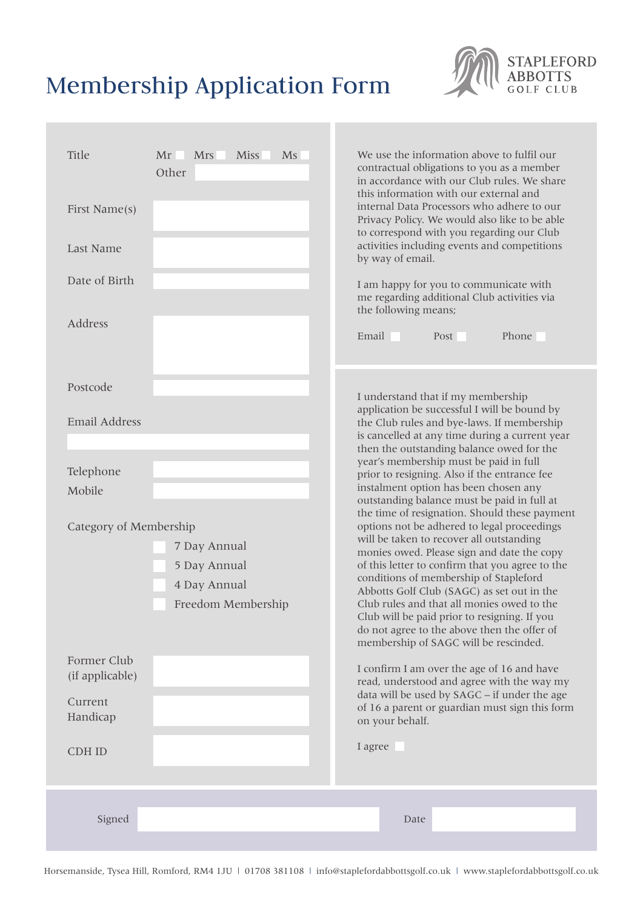# Membership Application Form

STAPLEFORD ABBOTTS GOLF CLUB

Title: Mr ☐ Mrs ☐ Miss ☐ Ms ☐
Other: ______

First Name(s): ______

Last Name: ______

Date of Birth: ______

Address: ______

Postcode: ______

Email Address: ______

Telephone: ______

Mobile: ______

Category of Membership

- ☐ 7 Day Annual
- ☐ 5 Day Annual
- ☐ 4 Day Annual
- ☐ Freedom Membership

Former Club (if applicable): ______

Current Handicap: ______

CDH ID: ______

We use the information above to fulfil our contractual obligations to you as a member in accordance with our Club rules. We share this information with our external and internal Data Processors who adhere to our Privacy Policy. We would also like to be able to correspond with you regarding our Club activities including events and competitions by way of email.

I am happy for you to communicate with me regarding additional Club activities via the following means;

Email ☐ Post ☐ Phone ☐

I understand that if my membership application be successful I will be bound by the Club rules and bye-laws. If membership is cancelled at any time during a current year then the outstanding balance owed for the year's membership must be paid in full prior to resigning. Also if the entrance fee instalment option has been chosen any outstanding balance must be paid in full at the time of resignation. Should these payment options not be adhered to legal proceedings will be taken to recover all outstanding monies owed. Please sign and date the copy of this letter to confirm that you agree to the conditions of membership of Stapleford Abbotts Golf Club (SAGC) as set out in the Club rules and that all monies owed to the Club will be paid prior to resigning. If you do not agree to the above then the offer of membership of SAGC will be rescinded.

I confirm I am over the age of 16 and have read, understood and agree with the way my data will be used by SAGC – if under the age of 16 a parent or guardian must sign this form on your behalf.

I agree ☐

Signed: ______ Date: ______

Horsemanside, Tysea Hill, Romford, RM4 1JU | 01708 381108 | info@staplefordabbottsgolf.co.uk | www.staplefordabbottsgolf.co.uk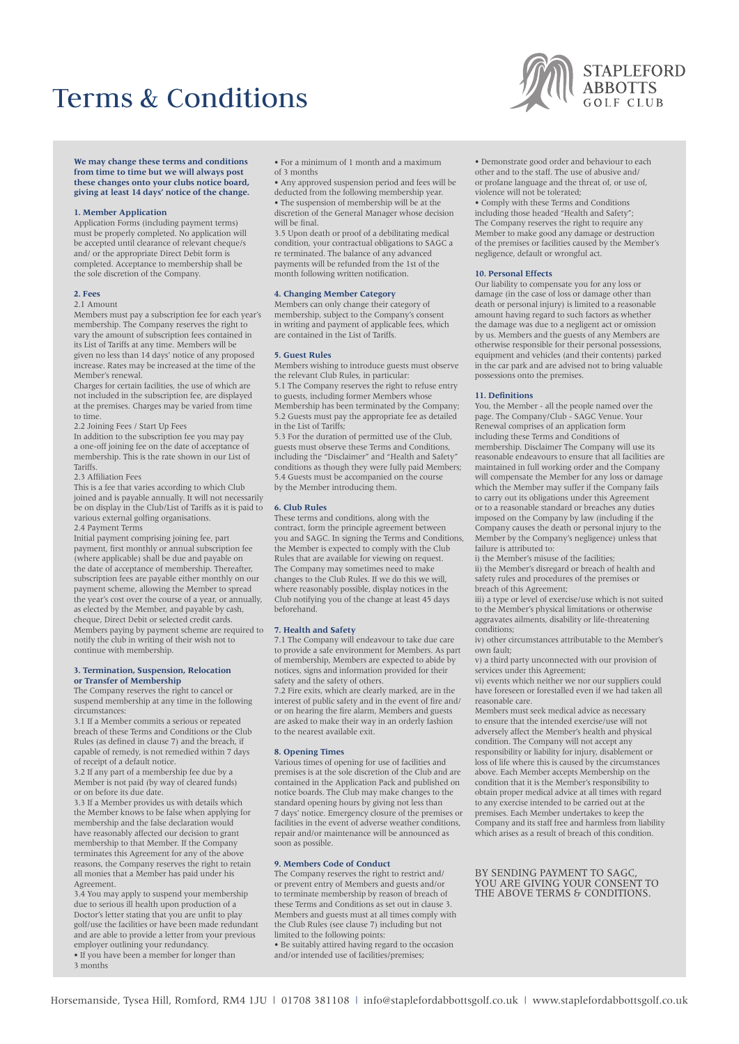# Terms & Conditions

STAPLEFORD ABBOTTS GOLF CLUB

**We may change these terms and conditions from time to time but we will always post these changes onto your clubs notice board, giving at least 14 days' notice of the change.**

## 1. Member Application

Application Forms (including payment terms) must be properly completed. No application will be accepted until clearance of relevant cheque/s and/ or the appropriate Direct Debit form is completed. Acceptance to membership shall be the sole discretion of the Company.

## 2. Fees

2.1 Amount

Members must pay a subscription fee for each year's membership. The Company reserves the right to vary the amount of subscription fees contained in its List of Tariffs at any time. Members will be given no less than 14 days' notice of any proposed increase. Rates may be increased at the time of the Member's renewal.

Charges for certain facilities, the use of which are not included in the subscription fee, are displayed at the premises. Charges may be varied from time to time.

2.2 Joining Fees / Start Up Fees

In addition to the subscription fee you may pay a one-off joining fee on the date of acceptance of membership. This is the rate shown in our List of Tariffs.

2.3 Affiliation Fees

This is a fee that varies according to which Club joined and is payable annually. It will not necessarily be on display in the Club/List of Tariffs as it is paid to various external golfing organisations.

2.4 Payment Terms

Initial payment comprising joining fee, part payment, first monthly or annual subscription fee (where applicable) shall be due and payable on the date of acceptance of membership. Thereafter, subscription fees are payable either monthly on our payment scheme, allowing the Member to spread the year's cost over the course of a year, or annually, as elected by the Member, and payable by cash, cheque, Direct Debit or selected credit cards. Members paying by payment scheme are required to notify the club in writing of their wish not to continue with membership.

## 3. Termination, Suspension, Relocation or Transfer of Membership

The Company reserves the right to cancel or suspend membership at any time in the following circumstances:

3.1 If a Member commits a serious or repeated breach of these Terms and Conditions or the Club Rules (as defined in clause 7) and the breach, if capable of remedy, is not remedied within 7 days of receipt of a default notice.

3.2 If any part of a membership fee due by a Member is not paid (by way of cleared funds) or on before its due date.

3.3 If a Member provides us with details which the Member knows to be false when applying for membership and the false declaration would have reasonably affected our decision to grant membership to that Member. If the Company terminates this Agreement for any of the above reasons, the Company reserves the right to retain all monies that a Member has paid under his Agreement.

3.4 You may apply to suspend your membership due to serious ill health upon production of a Doctor's letter stating that you are unfit to play golf/use the facilities or have been made redundant and are able to provide a letter from your previous employer outlining your redundancy.

- If you have been a member for longer than 3 months
- For a minimum of 1 month and a maximum of 3 months
- Any approved suspension period and fees will be deducted from the following membership year.
- The suspension of membership will be at the discretion of the General Manager whose decision will be final.

3.5 Upon death or proof of a debilitating medical condition, your contractual obligations to SAGC a re terminated. The balance of any advanced payments will be refunded from the 1st of the month following written notification.

## 4. Changing Member Category

Members can only change their category of membership, subject to the Company's consent in writing and payment of applicable fees, which are contained in the List of Tariffs.

## 5. Guest Rules

Members wishing to introduce guests must observe the relevant Club Rules, in particular:

5.1 The Company reserves the right to refuse entry to guests, including former Members whose Membership has been terminated by the Company;

5.2 Guests must pay the appropriate fee as detailed in the List of Tariffs;

5.3 For the duration of permitted use of the Club, guests must observe these Terms and Conditions, including the "Disclaimer" and "Health and Safety" conditions as though they were fully paid Members;

5.4 Guests must be accompanied on the course by the Member introducing them.

## 6. Club Rules

These terms and conditions, along with the contract, form the principle agreement between you and SAGC. In signing the Terms and Conditions, the Member is expected to comply with the Club Rules that are available for viewing on request. The Company may sometimes need to make changes to the Club Rules. If we do this we will, where reasonably possible, display notices in the Club notifying you of the change at least 45 days beforehand.

## 7. Health and Safety

7.1 The Company will endeavour to take due care to provide a safe environment for Members. As part of membership, Members are expected to abide by notices, signs and information provided for their safety and the safety of others.

7.2 Fire exits, which are clearly marked, are in the interest of public safety and in the event of fire and/ or on hearing the fire alarm, Members and guests are asked to make their way in an orderly fashion to the nearest available exit.

## 8. Opening Times

Various times of opening for use of facilities and premises is at the sole discretion of the Club and are contained in the Application Pack and published on notice boards. The Club may make changes to the standard opening hours by giving not less than 7 days' notice. Emergency closure of the premises or facilities in the event of adverse weather conditions, repair and/or maintenance will be announced as soon as possible.

## 9. Members Code of Conduct

The Company reserves the right to restrict and/ or prevent entry of Members and guests and/or to terminate membership by reason of breach of these Terms and Conditions as set out in clause 3. Members and guests must at all times comply with the Club Rules (see clause 7) including but not limited to the following points:

- Be suitably attired having regard to the occasion and/or intended use of facilities/premises;
- Demonstrate good order and behaviour to each other and to the staff. The use of abusive and/ or profane language and the threat of, or use of, violence will not be tolerated;
- Comply with these Terms and Conditions including those headed "Health and Safety";

The Company reserves the right to require any Member to make good any damage or destruction of the premises or facilities caused by the Member's negligence, default or wrongful act.

## 10. Personal Effects

Our liability to compensate you for any loss or damage (in the case of loss or damage other than death or personal injury) is limited to a reasonable amount having regard to such factors as whether the damage was due to a negligent act or omission by us. Members and the guests of any Members are otherwise responsible for their personal possessions, equipment and vehicles (and their contents) parked in the car park and are advised not to bring valuable possessions onto the premises.

## 11. Definitions

You, the Member - all the people named over the page. The Company/Club - SAGC Venue. Your Renewal comprises of an application form including these Terms and Conditions of membership. Disclaimer The Company will use its reasonable endeavours to ensure that all facilities are maintained in full working order and the Company will compensate the Member for any loss or damage which the Member may suffer if the Company fails to carry out its obligations under this Agreement or to a reasonable standard or breaches any duties imposed on the Company by law (including if the Company causes the death or personal injury to the Member by the Company's negligence) unless that failure is attributed to:

i) the Member's misuse of the facilities;

ii) the Member's disregard or breach of health and safety rules and procedures of the premises or breach of this Agreement;

iii) a type or level of exercise/use which is not suited to the Member's physical limitations or otherwise aggravates ailments, disability or life-threatening conditions;

iv) other circumstances attributable to the Member's own fault;

v) a third party unconnected with our provision of services under this Agreement;

vi) events which neither we nor our suppliers could have foreseen or forestalled even if we had taken all reasonable care.

Members must seek medical advice as necessary to ensure that the intended exercise/use will not adversely affect the Member's health and physical condition. The Company will not accept any responsibility or liability for injury, disablement or loss of life where this is caused by the circumstances above. Each Member accepts Membership on the condition that it is the Member's responsibility to obtain proper medical advice at all times with regard to any exercise intended to be carried out at the premises. Each Member undertakes to keep the Company and its staff free and harmless from liability which arises as a result of breach of this condition.

BY SENDING PAYMENT TO SAGC, YOU ARE GIVING YOUR CONSENT TO THE ABOVE TERMS & CONDITIONS.

Horsemanside, Tysea Hill, Romford, RM4 1JU | 01708 381108 | info@staplefordabbottsgolf.co.uk | www.staplefordabbottsgolf.co.uk